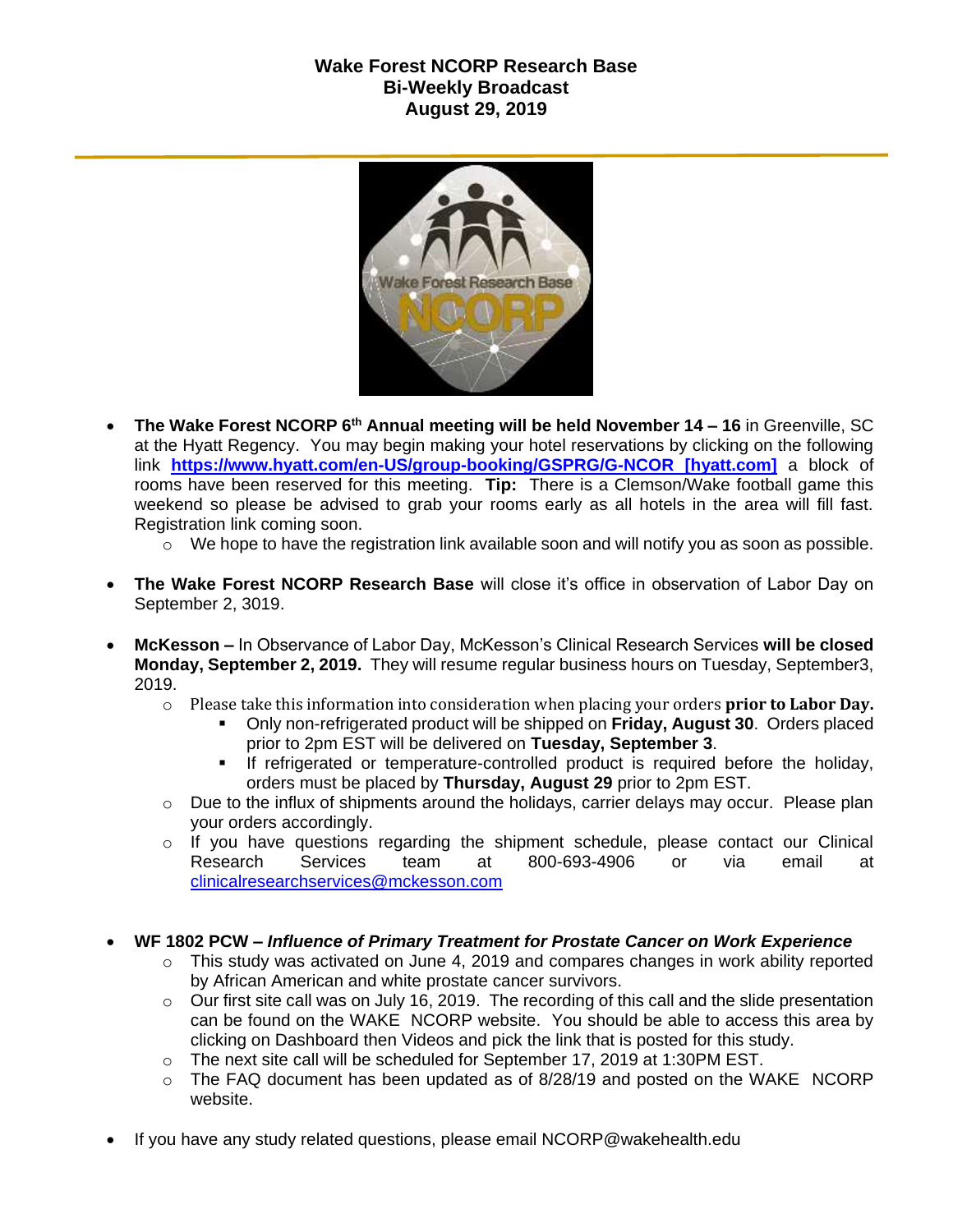# Wake Forest NCORP Research Base
## Bi-Weekly Broadcast
## August 29, 2019

- **The Wake Forest NCORP 6th Annual meeting will be held November 14 – 16** in Greenville, SC at the Hyatt Regency. You may begin making your hotel reservations by clicking on the following link **https://www.hyatt.com/en-US/group-booking/GSPRG/G-NCOR [hyatt.com]** a block of rooms have been reserved for this meeting. **Tip:** There is a Clemson/Wake football game this weekend so please be advised to grab your rooms early as all hotels in the area will fill fast. Registration link coming soon.
  - We hope to have the registration link available soon and will notify you as soon as possible.

- **The Wake Forest NCORP Research Base** will close it's office in observation of Labor Day on September 2, 3019.

- **McKesson –** In Observance of Labor Day, McKesson's Clinical Research Services **will be closed Monday, September 2, 2019.** They will resume regular business hours on Tuesday, September3, 2019.
  - Please take this information into consideration when placing your orders **prior to Labor Day.**
    - Only non-refrigerated product will be shipped on **Friday, August 30**. Orders placed prior to 2pm EST will be delivered on **Tuesday, September 3**.
    - If refrigerated or temperature-controlled product is required before the holiday, orders must be placed by **Thursday, August 29** prior to 2pm EST.
  - Due to the influx of shipments around the holidays, carrier delays may occur. Please plan your orders accordingly.
  - If you have questions regarding the shipment schedule, please contact our Clinical Research Services team at 800-693-4906 or via email at clinicalresearchservices@mckesson.com

- **WF 1802 PCW –** ***Influence of Primary Treatment for Prostate Cancer on Work Experience***
  - This study was activated on June 4, 2019 and compares changes in work ability reported by African American and white prostate cancer survivors.
  - Our first site call was on July 16, 2019. The recording of this call and the slide presentation can be found on the WAKE NCORP website. You should be able to access this area by clicking on Dashboard then Videos and pick the link that is posted for this study.
  - The next site call will be scheduled for September 17, 2019 at 1:30PM EST.
  - The FAQ document has been updated as of 8/28/19 and posted on the WAKE NCORP website.

- If you have any study related questions, please email NCORP@wakehealth.edu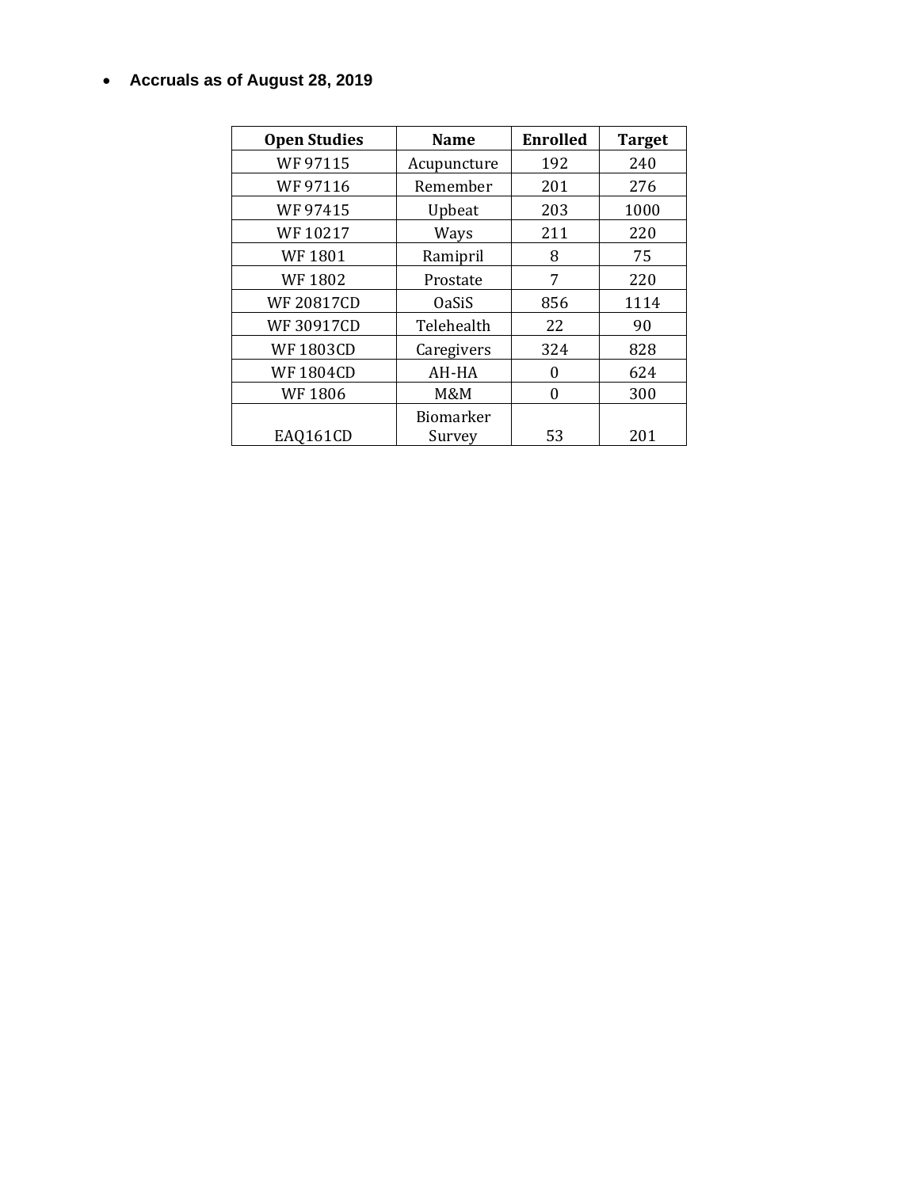- **Accruals as of August 28, 2019**

| Open Studies | Name | Enrolled | Target |
|---|---|---|---|
| WF 97115 | Acupuncture | 192 | 240 |
| WF 97116 | Remember | 201 | 276 |
| WF 97415 | Upbeat | 203 | 1000 |
| WF 10217 | Ways | 211 | 220 |
| WF 1801 | Ramipril | 8 | 75 |
| WF 1802 | Prostate | 7 | 220 |
| WF 20817CD | OaSiS | 856 | 1114 |
| WF 30917CD | Telehealth | 22 | 90 |
| WF 1803CD | Caregivers | 324 | 828 |
| WF 1804CD | AH-HA | 0 | 624 |
| WF 1806 | M&M | 0 | 300 |
| EAQ161CD | Biomarker Survey | 53 | 201 |